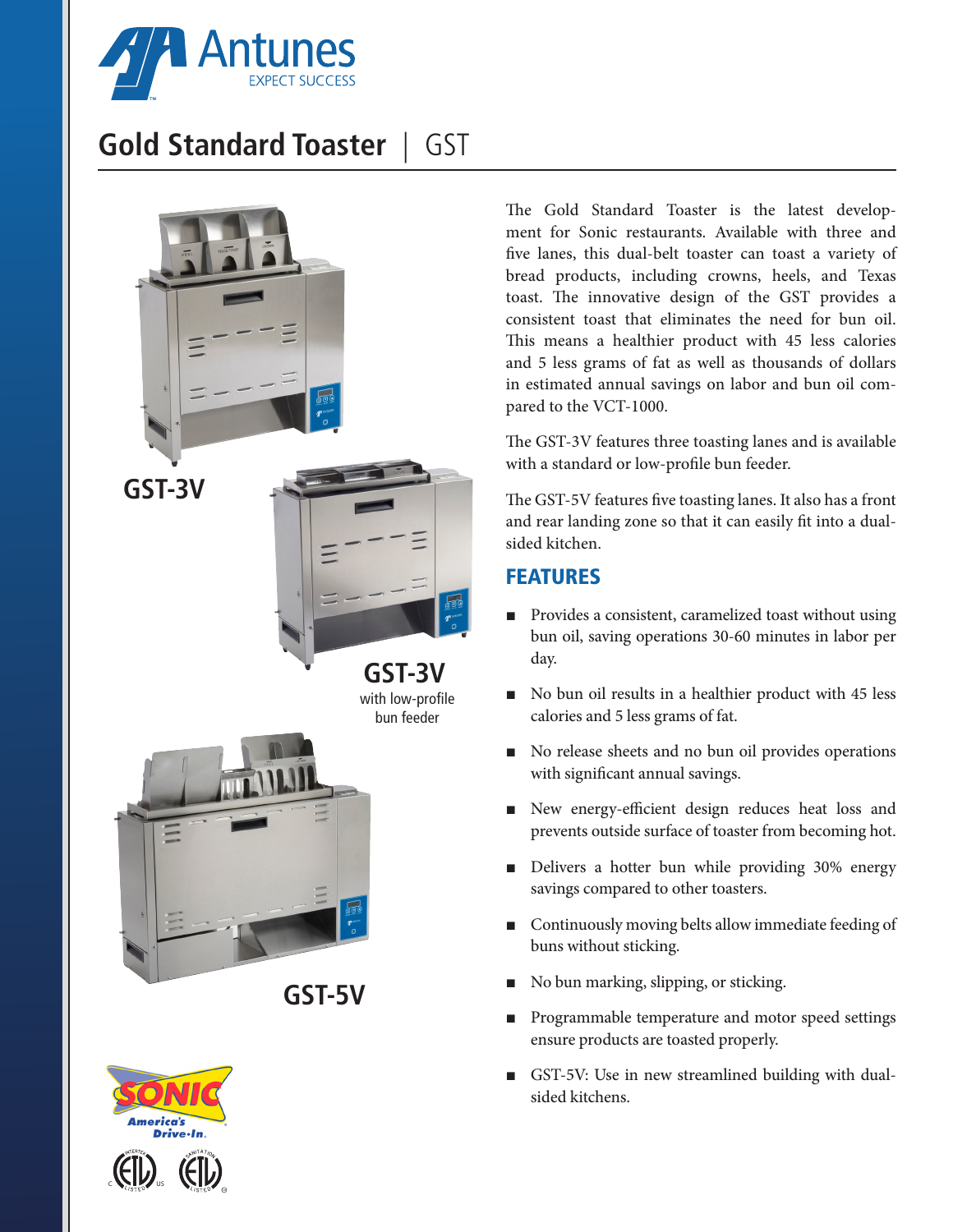Antunes
EXPECT SUCCESS

# Gold Standard Toaster | GST

GST-3V

GST-3V
with low-profile bun feeder

GST-5V

The Gold Standard Toaster is the latest development for Sonic restaurants. Available with three and five lanes, this dual-belt toaster can toast a variety of bread products, including crowns, heels, and Texas toast. The innovative design of the GST provides a consistent toast that eliminates the need for bun oil. This means a healthier product with 45 less calories and 5 less grams of fat as well as thousands of dollars in estimated annual savings on labor and bun oil compared to the VCT-1000.

The GST-3V features three toasting lanes and is available with a standard or low-profile bun feeder.

The GST-5V features five toasting lanes. It also has a front and rear landing zone so that it can easily fit into a dual-sided kitchen.

## FEATURES

- Provides a consistent, caramelized toast without using bun oil, saving operations 30-60 minutes in labor per day.
- No bun oil results in a healthier product with 45 less calories and 5 less grams of fat.
- No release sheets and no bun oil provides operations with significant annual savings.
- New energy-efficient design reduces heat loss and prevents outside surface of toaster from becoming hot.
- Delivers a hotter bun while providing 30% energy savings compared to other toasters.
- Continuously moving belts allow immediate feeding of buns without sticking.
- No bun marking, slipping, or sticking.
- Programmable temperature and motor speed settings ensure products are toasted properly.
- GST-5V: Use in new streamlined building with dual-sided kitchens.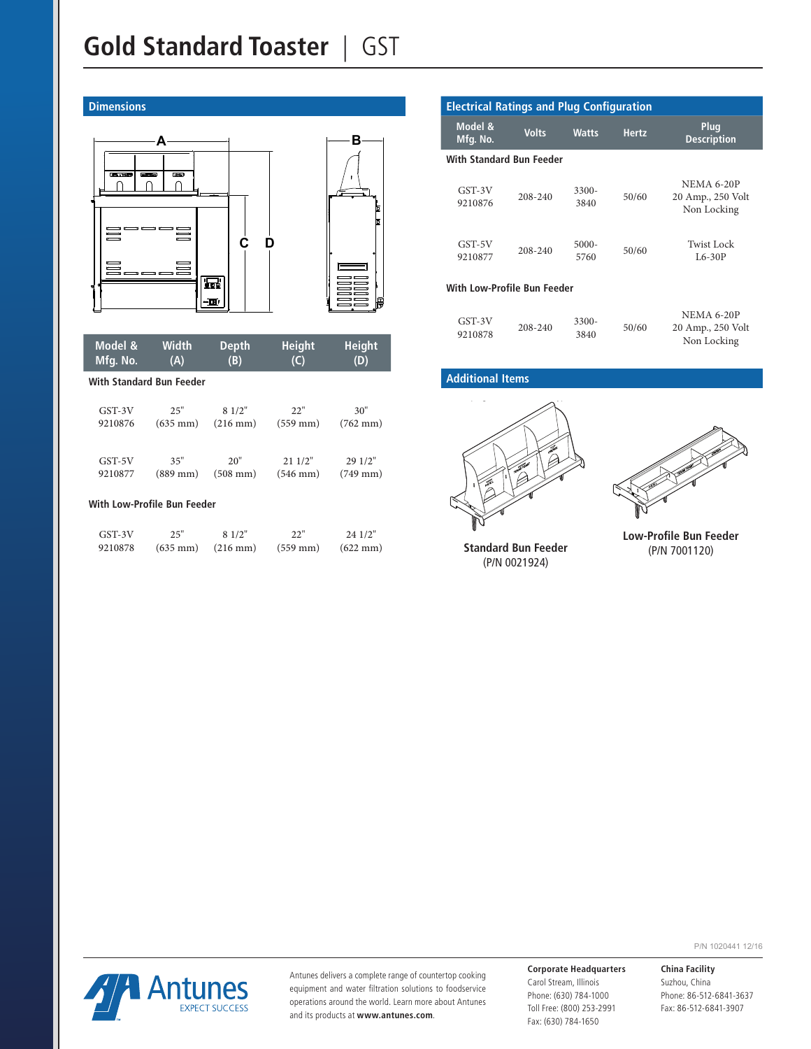# Gold Standard Toaster | GST

## Dimensions

A

B

C D

| Model & Mfg. No. | Width (A) | Depth (B) | Height (C) | Height (D) |
|---|---|---|---|---|
| **With Standard Bun Feeder** | | | | |
| GST-3V 9210876 | 25" (635 mm) | 8 1/2" (216 mm) | 22" (559 mm) | 30" (762 mm) |
| GST-5V 9210877 | 35" (889 mm) | 20" (508 mm) | 21 1/2" (546 mm) | 29 1/2" (749 mm) |
| **With Low-Profile Bun Feeder** | | | | |
| GST-3V 9210878 | 25" (635 mm) | 8 1/2" (216 mm) | 22" (559 mm) | 24 1/2" (622 mm) |

## Electrical Ratings and Plug Configuration

| Model & Mfg. No. | Volts | Watts | Hertz | Plug Description |
|---|---|---|---|---|
| **With Standard Bun Feeder** | | | | |
| GST-3V 9210876 | 208-240 | 3300-3840 | 50/60 | NEMA 6-20P 20 Amp., 250 Volt Non Locking |
| GST-5V 9210877 | 208-240 | 5000-5760 | 50/60 | Twist Lock L6-30P |
| **With Low-Profile Bun Feeder** | | | | |
| GST-3V 9210878 | 208-240 | 3300-3840 | 50/60 | NEMA 6-20P 20 Amp., 250 Volt Non Locking |

## Additional Items

**Standard Bun Feeder**
(P/N 0021924)

**Low-Profile Bun Feeder**
(P/N 7001120)

P/N 1020441 12/16

Antunes
EXPECT SUCCESS

Antunes delivers a complete range of countertop cooking equipment and water filtration solutions to foodservice operations around the world. Learn more about Antunes and its products at **www.antunes.com**.

**Corporate Headquarters**
Carol Stream, Illinois
Phone: (630) 784-1000
Toll Free: (800) 253-2991
Fax: (630) 784-1650

**China Facility**
Suzhou, China
Phone: 86-512-6841-3637
Fax: 86-512-6841-3907